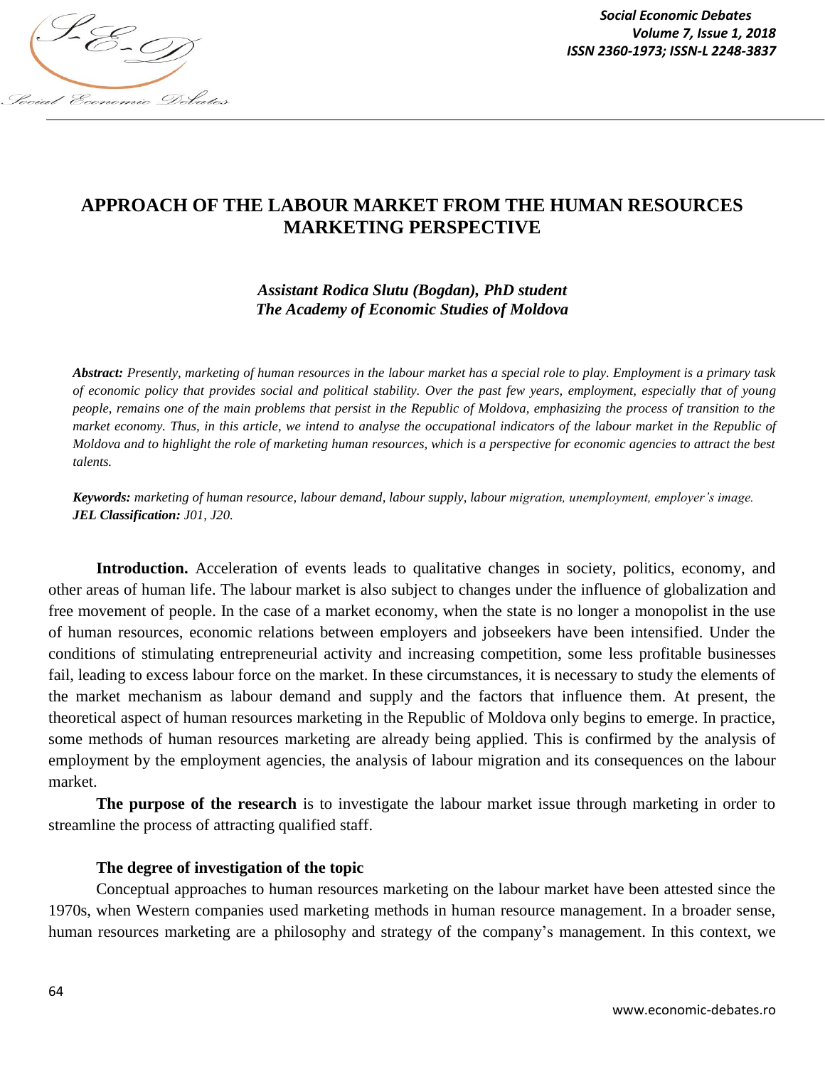# APPROACH OF THE LABOUR MARKET FROM THE HUMAN RESOURCES MARKETING PERSPECTIVE

*Assistant Rodica Slutu (Bogdan), PhD student*
*The Academy of Economic Studies of Moldova*

***Abstract:*** *Presently, marketing of human resources in the labour market has a special role to play. Employment is a primary task of economic policy that provides social and political stability. Over the past few years, employment, especially that of young people, remains one of the main problems that persist in the Republic of Moldova, emphasizing the process of transition to the market economy. Thus, in this article, we intend to analyse the occupational indicators of the labour market in the Republic of Moldova and to highlight the role of marketing human resources, which is a perspective for economic agencies to attract the best talents.*

***Keywords:*** *marketing of human resource, labour demand, labour supply, labour migration, unemployment, employer's image.*
***JEL Classification:*** *J01, J20.*

**Introduction.** Acceleration of events leads to qualitative changes in society, politics, economy, and other areas of human life. The labour market is also subject to changes under the influence of globalization and free movement of people. In the case of a market economy, when the state is no longer a monopolist in the use of human resources, economic relations between employers and jobseekers have been intensified. Under the conditions of stimulating entrepreneurial activity and increasing competition, some less profitable businesses fail, leading to excess labour force on the market. In these circumstances, it is necessary to study the elements of the market mechanism as labour demand and supply and the factors that influence them. At present, the theoretical aspect of human resources marketing in the Republic of Moldova only begins to emerge. In practice, some methods of human resources marketing are already being applied. This is confirmed by the analysis of employment by the employment agencies, the analysis of labour migration and its consequences on the labour market.

**The purpose of the research** is to investigate the labour market issue through marketing in order to streamline the process of attracting qualified staff.

**The degree of investigation of the topic**

Conceptual approaches to human resources marketing on the labour market have been attested since the 1970s, when Western companies used marketing methods in human resource management. In a broader sense, human resources marketing are a philosophy and strategy of the company's management. In this context, we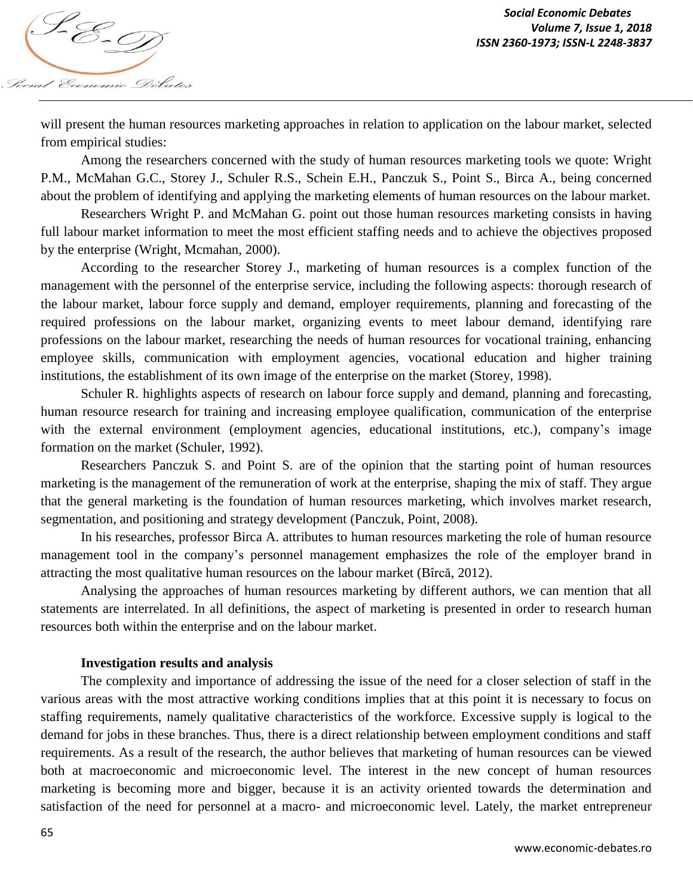will present the human resources marketing approaches in relation to application on the labour market, selected from empirical studies:

Among the researchers concerned with the study of human resources marketing tools we quote: Wright P.M., McMahan G.C., Storey J., Schuler R.S., Schein E.H., Panczuk S., Point S., Birca A., being concerned about the problem of identifying and applying the marketing elements of human resources on the labour market.

Researchers Wright P. and McMahan G. point out those human resources marketing consists in having full labour market information to meet the most efficient staffing needs and to achieve the objectives proposed by the enterprise (Wright, Mcmahan, 2000).

According to the researcher Storey J., marketing of human resources is a complex function of the management with the personnel of the enterprise service, including the following aspects: thorough research of the labour market, labour force supply and demand, employer requirements, planning and forecasting of the required professions on the labour market, organizing events to meet labour demand, identifying rare professions on the labour market, researching the needs of human resources for vocational training, enhancing employee skills, communication with employment agencies, vocational education and higher training institutions, the establishment of its own image of the enterprise on the market (Storey, 1998).

Schuler R. highlights aspects of research on labour force supply and demand, planning and forecasting, human resource research for training and increasing employee qualification, communication of the enterprise with the external environment (employment agencies, educational institutions, etc.), company's image formation on the market (Schuler, 1992).

Researchers Panczuk S. and Point S. are of the opinion that the starting point of human resources marketing is the management of the remuneration of work at the enterprise, shaping the mix of staff. They argue that the general marketing is the foundation of human resources marketing, which involves market research, segmentation, and positioning and strategy development (Panczuk, Point, 2008).

In his researches, professor Birca A. attributes to human resources marketing the role of human resource management tool in the company's personnel management emphasizes the role of the employer brand in attracting the most qualitative human resources on the labour market (Bîrcă, 2012).

Analysing the approaches of human resources marketing by different authors, we can mention that all statements are interrelated. In all definitions, the aspect of marketing is presented in order to research human resources both within the enterprise and on the labour market.

**Investigation results and analysis**

The complexity and importance of addressing the issue of the need for a closer selection of staff in the various areas with the most attractive working conditions implies that at this point it is necessary to focus on staffing requirements, namely qualitative characteristics of the workforce. Excessive supply is logical to the demand for jobs in these branches. Thus, there is a direct relationship between employment conditions and staff requirements. As a result of the research, the author believes that marketing of human resources can be viewed both at macroeconomic and microeconomic level. The interest in the new concept of human resources marketing is becoming more and bigger, because it is an activity oriented towards the determination and satisfaction of the need for personnel at a macro- and microeconomic level. Lately, the market entrepreneur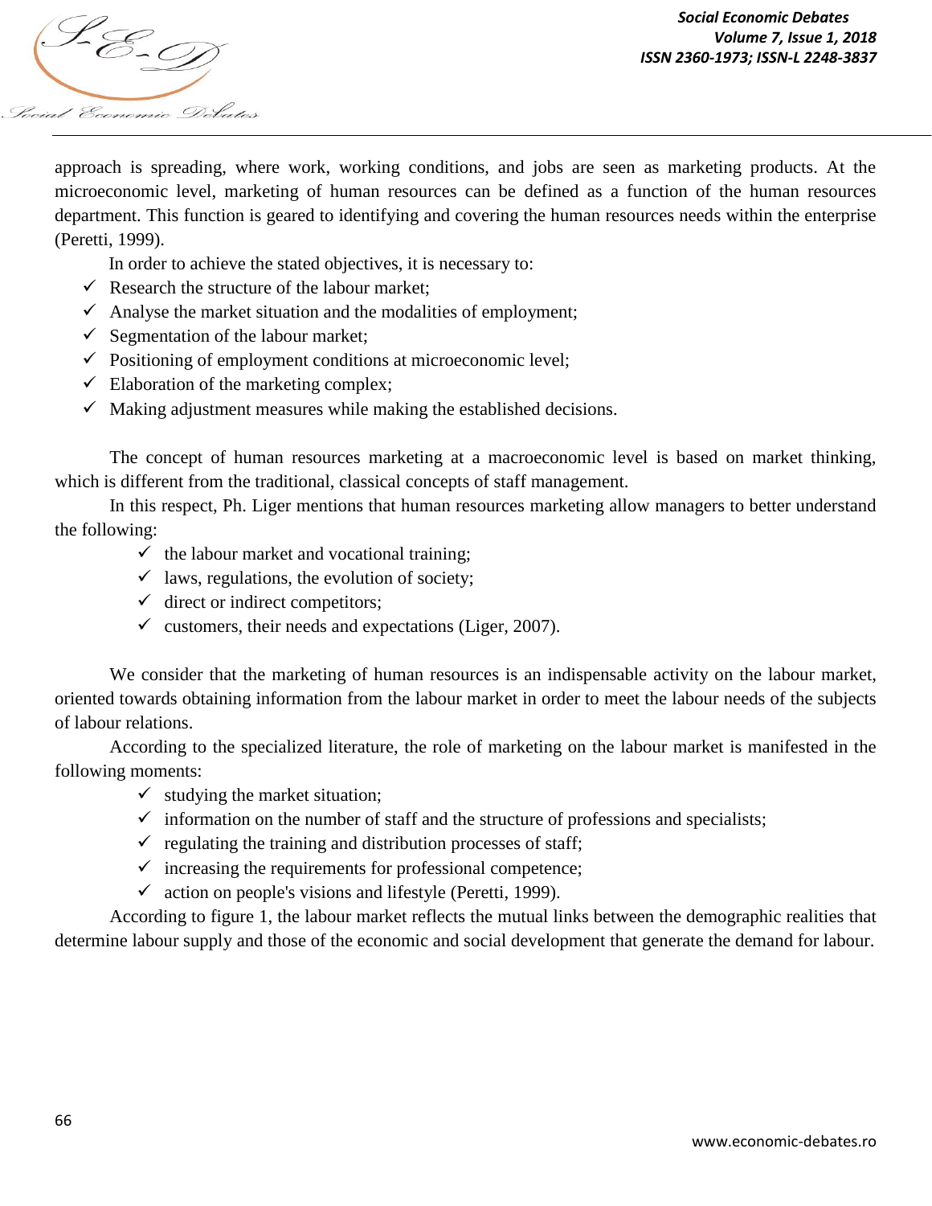approach is spreading, where work, working conditions, and jobs are seen as marketing products. At the microeconomic level, marketing of human resources can be defined as a function of the human resources department. This function is geared to identifying and covering the human resources needs within the enterprise (Peretti, 1999).

In order to achieve the stated objectives, it is necessary to:

- ✓ Research the structure of the labour market;
- ✓ Analyse the market situation and the modalities of employment;
- ✓ Segmentation of the labour market;
- ✓ Positioning of employment conditions at microeconomic level;
- ✓ Elaboration of the marketing complex;
- ✓ Making adjustment measures while making the established decisions.

The concept of human resources marketing at a macroeconomic level is based on market thinking, which is different from the traditional, classical concepts of staff management.

In this respect, Ph. Liger mentions that human resources marketing allow managers to better understand the following:

- ✓ the labour market and vocational training;
- ✓ laws, regulations, the evolution of society;
- ✓ direct or indirect competitors;
- ✓ customers, their needs and expectations (Liger, 2007).

We consider that the marketing of human resources is an indispensable activity on the labour market, oriented towards obtaining information from the labour market in order to meet the labour needs of the subjects of labour relations.

According to the specialized literature, the role of marketing on the labour market is manifested in the following moments:

- ✓ studying the market situation;
- ✓ information on the number of staff and the structure of professions and specialists;
- ✓ regulating the training and distribution processes of staff;
- ✓ increasing the requirements for professional competence;
- ✓ action on people's visions and lifestyle (Peretti, 1999).

According to figure 1, the labour market reflects the mutual links between the demographic realities that determine labour supply and those of the economic and social development that generate the demand for labour.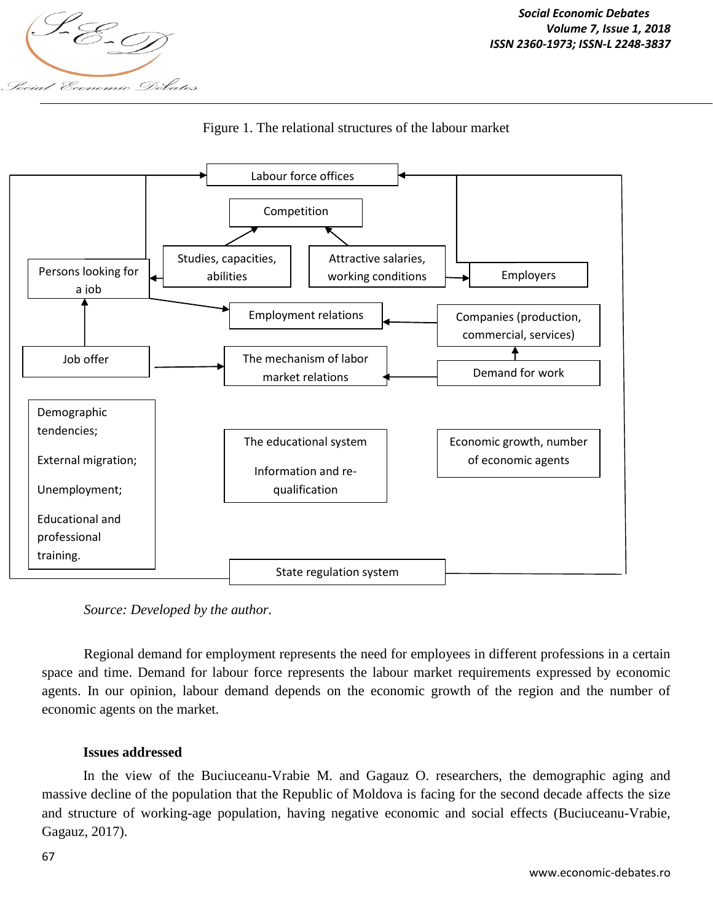Figure 1. The relational structures of the labour market

Labour force offices

Competition

Studies, capacities, abilities

Attractive salaries, working conditions

Persons looking for a iob

Employers

Employment relations

Companies (production, commercial, services)

Job offer

The mechanism of labor market relations

Demand for work

Demographic tendencies;

External migration;

Unemployment;

Educational and professional training.

The educational system

Information and re-qualification

Economic growth, number of economic agents

State regulation system

*Source: Developed by the author.*

Regional demand for employment represents the need for employees in different professions in a certain space and time. Demand for labour force represents the labour market requirements expressed by economic agents. In our opinion, labour demand depends on the economic growth of the region and the number of economic agents on the market.

**Issues addressed**

In the view of the Buciuceanu-Vrabie M. and Gagauz O. researchers, the demographic aging and massive decline of the population that the Republic of Moldova is facing for the second decade affects the size and structure of working-age population, having negative economic and social effects (Buciuceanu-Vrabie, Gagauz, 2017).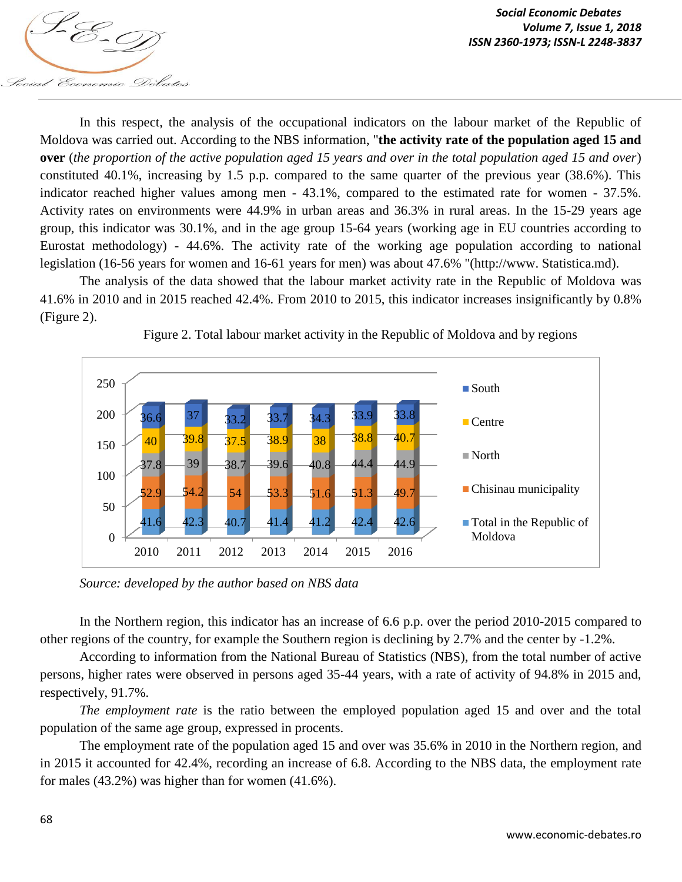In this respect, the analysis of the occupational indicators on the labour market of the Republic of Moldova was carried out. According to the NBS information, "**the activity rate of the population aged 15 and over** (*the proportion of the active population aged 15 years and over in the total population aged 15 and over*) constituted 40.1%, increasing by 1.5 p.p. compared to the same quarter of the previous year (38.6%). This indicator reached higher values among men - 43.1%, compared to the estimated rate for women - 37.5%. Activity rates on environments were 44.9% in urban areas and 36.3% in rural areas. In the 15-29 years age group, this indicator was 30.1%, and in the age group 15-64 years (working age in EU countries according to Eurostat methodology) - 44.6%. The activity rate of the working age population according to national legislation (16-56 years for women and 16-61 years for men) was about 47.6% "(http://www. Statistica.md).

The analysis of the data showed that the labour market activity rate in the Republic of Moldova was 41.6% in 2010 and in 2015 reached 42.4%. From 2010 to 2015, this indicator increases insignificantly by 0.8% (Figure 2).

Figure 2. Total labour market activity in the Republic of Moldova and by regions

| | 2010 | 2011 | 2012 | 2013 | 2014 | 2015 | 2016 |
|---|---|---|---|---|---|---|---|
| South | 36.6 | 37 | 33.2 | 33.7 | 34.3 | 33.9 | 33.8 |
| Centre | 40 | 39.8 | 37.5 | 38.9 | 38 | 38.8 | 40.7 |
| North | 37.8 | 39 | 38.7 | 39.6 | 40.8 | 44.4 | 44.9 |
| Chisinau municipality | 52.9 | 54.2 | 54 | 53.3 | 51.6 | 51.3 | 49.7 |
| Total in the Republic of Moldova | 41.6 | 42.3 | 40.7 | 41.4 | 41.2 | 42.4 | 42.6 |

*Source: developed by the author based on NBS data*

In the Northern region, this indicator has an increase of 6.6 p.p. over the period 2010-2015 compared to other regions of the country, for example the Southern region is declining by 2.7% and the center by -1.2%.

According to information from the National Bureau of Statistics (NBS), from the total number of active persons, higher rates were observed in persons aged 35-44 years, with a rate of activity of 94.8% in 2015 and, respectively, 91.7%.

*The employment rate* is the ratio between the employed population aged 15 and over and the total population of the same age group, expressed in procents.

The employment rate of the population aged 15 and over was 35.6% in 2010 in the Northern region, and in 2015 it accounted for 42.4%, recording an increase of 6.8. According to the NBS data, the employment rate for males (43.2%) was higher than for women (41.6%).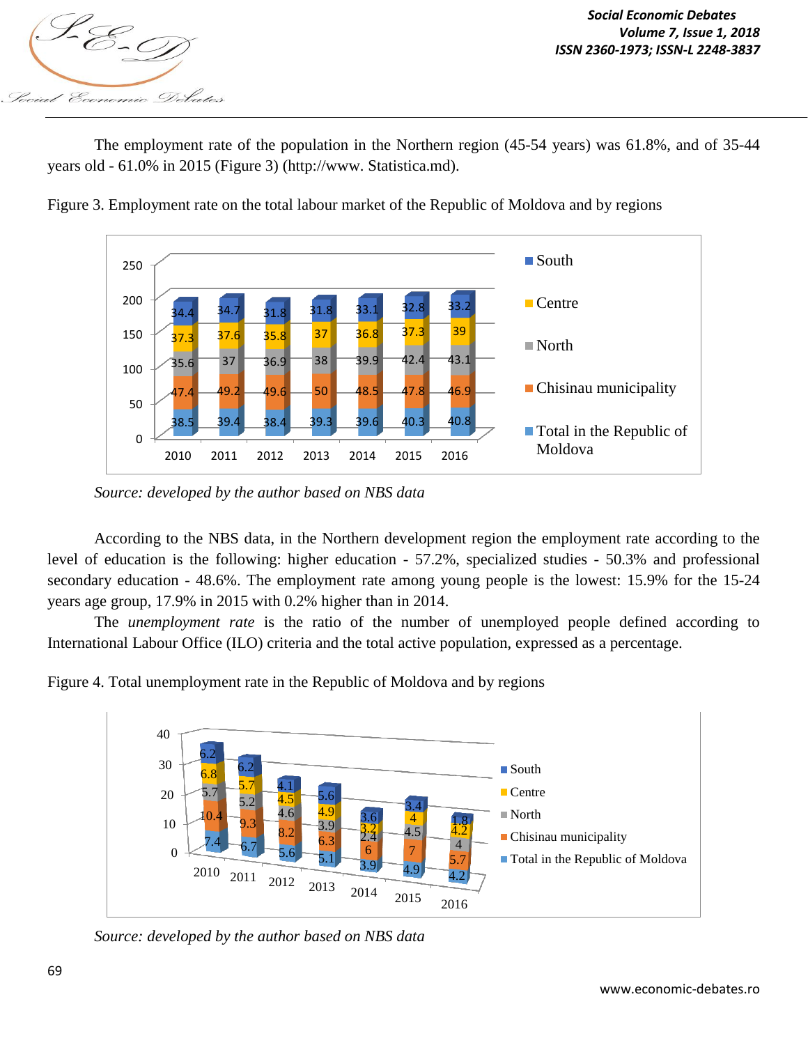The employment rate of the population in the Northern region (45-54 years) was 61.8%, and of 35-44 years old - 61.0% in 2015 (Figure 3) (http://www. Statistica.md).

Figure 3. Employment rate on the total labour market of the Republic of Moldova and by regions

| Year | Total in the Republic of Moldova | Chisinau municipality | North | Centre | South |
|---|---|---|---|---|---|
| 2010 | 38.5 | 47.4 | 35.6 | 37.3 | 34.4 |
| 2011 | 39.4 | 49.2 | 37 | 37.6 | 34.7 |
| 2012 | 38.4 | 49.6 | 36.9 | 35.8 | 31.8 |
| 2013 | 39.3 | 50 | 38 | 37 | 31.8 |
| 2014 | 39.6 | 48.5 | 39.9 | 36.8 | 33.1 |
| 2015 | 40.3 | 47.8 | 42.4 | 37.3 | 32.8 |
| 2016 | 40.8 | 46.9 | 43.1 | 39 | 33.2 |

*Source: developed by the author based on NBS data*

According to the NBS data, in the Northern development region the employment rate according to the level of education is the following: higher education - 57.2%, specialized studies - 50.3% and professional secondary education - 48.6%. The employment rate among young people is the lowest: 15.9% for the 15-24 years age group, 17.9% in 2015 with 0.2% higher than in 2014.

The *unemployment rate* is the ratio of the number of unemployed people defined according to International Labour Office (ILO) criteria and the total active population, expressed as a percentage.

Figure 4. Total unemployment rate in the Republic of Moldova and by regions

| Year | Total in the Republic of Moldova | Chisinau municipality | North | Centre | South |
|---|---|---|---|---|---|
| 2010 | 7.4 | 10.4 | 5.7 | 6.8 | 6.2 |
| 2011 | 6.7 | 9.3 | 5.2 | 5.7 | 6.2 |
| 2012 | 5.6 | 8.2 | 4.6 | 4.5 | 4.1 |
| 2013 | 5.1 | 6.3 | 3.9 | 4.9 | 5.6 |
| 2014 | 3.9 | 6 | 2.4 | 3.2 | 3.6 |
| 2015 | 4.9 | 7 | 4.5 | 4 | 3.4 |
| 2016 | 4.2 | 5.7 | 4 | 4.2 | 1.8 |

*Source: developed by the author based on NBS data*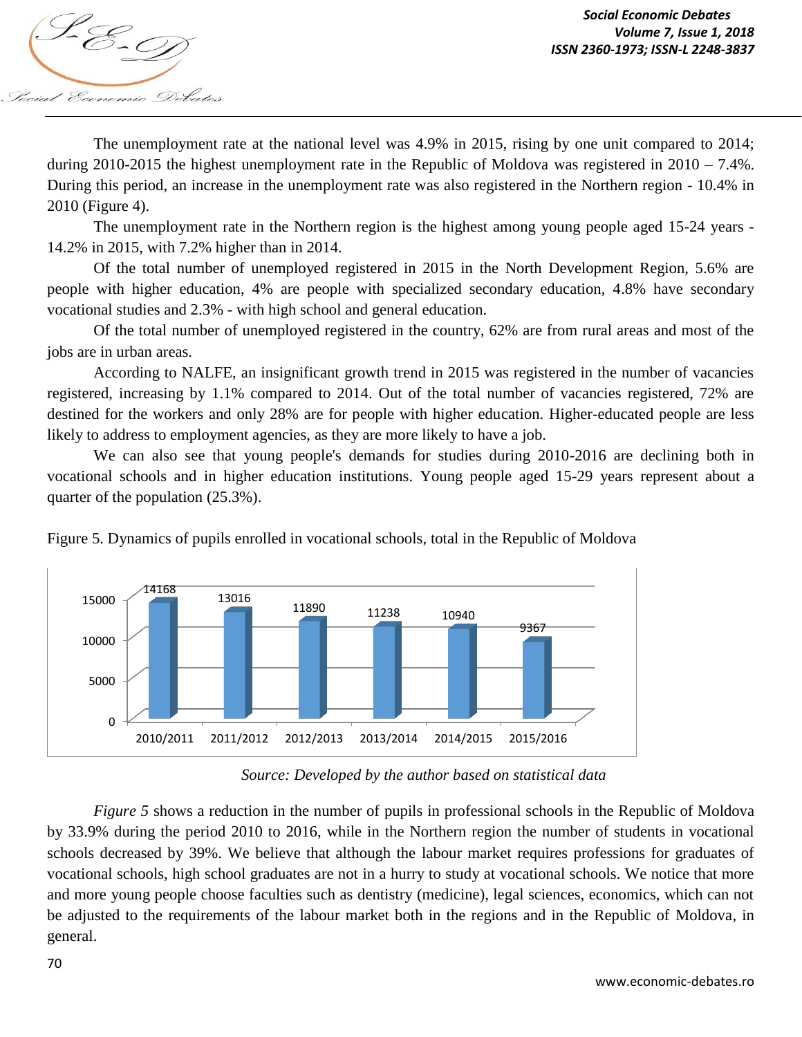The unemployment rate at the national level was 4.9% in 2015, rising by one unit compared to 2014; during 2010-2015 the highest unemployment rate in the Republic of Moldova was registered in 2010 – 7.4%. During this period, an increase in the unemployment rate was also registered in the Northern region - 10.4% in 2010 (Figure 4).

The unemployment rate in the Northern region is the highest among young people aged 15-24 years - 14.2% in 2015, with 7.2% higher than in 2014.

Of the total number of unemployed registered in 2015 in the North Development Region, 5.6% are people with higher education, 4% are people with specialized secondary education, 4.8% have secondary vocational studies and 2.3% - with high school and general education.

Of the total number of unemployed registered in the country, 62% are from rural areas and most of the jobs are in urban areas.

According to NALFE, an insignificant growth trend in 2015 was registered in the number of vacancies registered, increasing by 1.1% compared to 2014. Out of the total number of vacancies registered, 72% are destined for the workers and only 28% are for people with higher education. Higher-educated people are less likely to address to employment agencies, as they are more likely to have a job.

We can also see that young people's demands for studies during 2010-2016 are declining both in vocational schools and in higher education institutions. Young people aged 15-29 years represent about a quarter of the population (25.3%).

Figure 5. Dynamics of pupils enrolled in vocational schools, total in the Republic of Moldova

| 2010/2011 | 2011/2012 | 2012/2013 | 2013/2014 | 2014/2015 | 2015/2016 |
|---|---|---|---|---|---|
| 14168 | 13016 | 11890 | 11238 | 10940 | 9367 |

*Source: Developed by the author based on statistical data*

*Figure 5* shows a reduction in the number of pupils in professional schools in the Republic of Moldova by 33.9% during the period 2010 to 2016, while in the Northern region the number of students in vocational schools decreased by 39%. We believe that although the labour market requires professions for graduates of vocational schools, high school graduates are not in a hurry to study at vocational schools. We notice that more and more young people choose faculties such as dentistry (medicine), legal sciences, economics, which can not be adjusted to the requirements of the labour market both in the regions and in the Republic of Moldova, in general.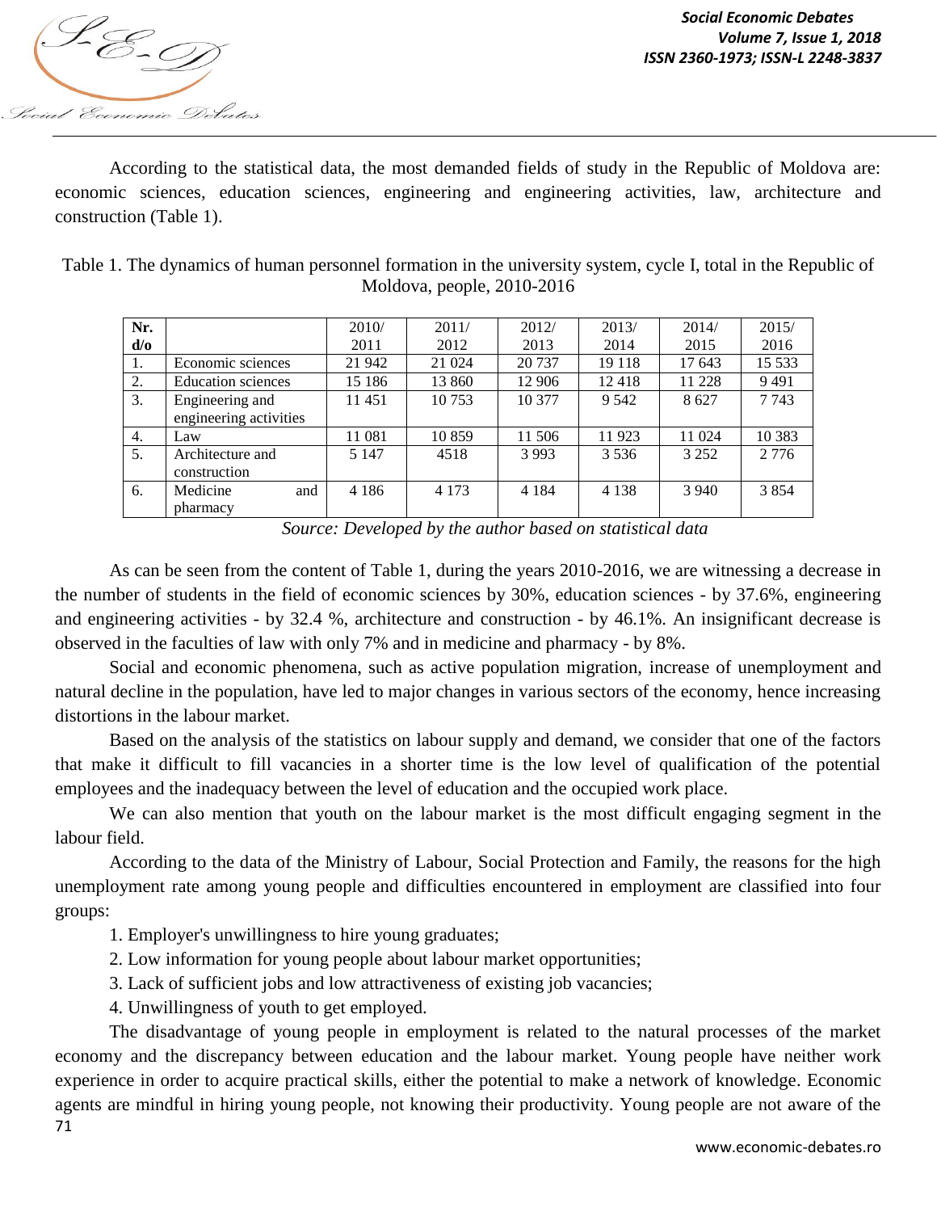According to the statistical data, the most demanded fields of study in the Republic of Moldova are: economic sciences, education sciences, engineering and engineering activities, law, architecture and construction (Table 1).

Table 1. The dynamics of human personnel formation in the university system, cycle I, total in the Republic of Moldova, people, 2010-2016

| Nr. d/o | | 2010/ 2011 | 2011/ 2012 | 2012/ 2013 | 2013/ 2014 | 2014/ 2015 | 2015/ 2016 |
|---|---|---|---|---|---|---|---|
| 1. | Economic sciences | 21 942 | 21 024 | 20 737 | 19 118 | 17 643 | 15 533 |
| 2. | Education sciences | 15 186 | 13 860 | 12 906 | 12 418 | 11 228 | 9 491 |
| 3. | Engineering and engineering activities | 11 451 | 10 753 | 10 377 | 9 542 | 8 627 | 7 743 |
| 4. | Law | 11 081 | 10 859 | 11 506 | 11 923 | 11 024 | 10 383 |
| 5. | Architecture and construction | 5 147 | 4518 | 3 993 | 3 536 | 3 252 | 2 776 |
| 6. | Medicine and pharmacy | 4 186 | 4 173 | 4 184 | 4 138 | 3 940 | 3 854 |

*Source: Developed by the author based on statistical data*

As can be seen from the content of Table 1, during the years 2010-2016, we are witnessing a decrease in the number of students in the field of economic sciences by 30%, education sciences - by 37.6%, engineering and engineering activities - by 32.4 %, architecture and construction - by 46.1%. An insignificant decrease is observed in the faculties of law with only 7% and in medicine and pharmacy - by 8%.

Social and economic phenomena, such as active population migration, increase of unemployment and natural decline in the population, have led to major changes in various sectors of the economy, hence increasing distortions in the labour market.

Based on the analysis of the statistics on labour supply and demand, we consider that one of the factors that make it difficult to fill vacancies in a shorter time is the low level of qualification of the potential employees and the inadequacy between the level of education and the occupied work place.

We can also mention that youth on the labour market is the most difficult engaging segment in the labour field.

According to the data of the Ministry of Labour, Social Protection and Family, the reasons for the high unemployment rate among young people and difficulties encountered in employment are classified into four groups:

1. Employer's unwillingness to hire young graduates;
2. Low information for young people about labour market opportunities;
3. Lack of sufficient jobs and low attractiveness of existing job vacancies;
4. Unwillingness of youth to get employed.

The disadvantage of young people in employment is related to the natural processes of the market economy and the discrepancy between education and the labour market. Young people have neither work experience in order to acquire practical skills, either the potential to make a network of knowledge. Economic agents are mindful in hiring young people, not knowing their productivity. Young people are not aware of the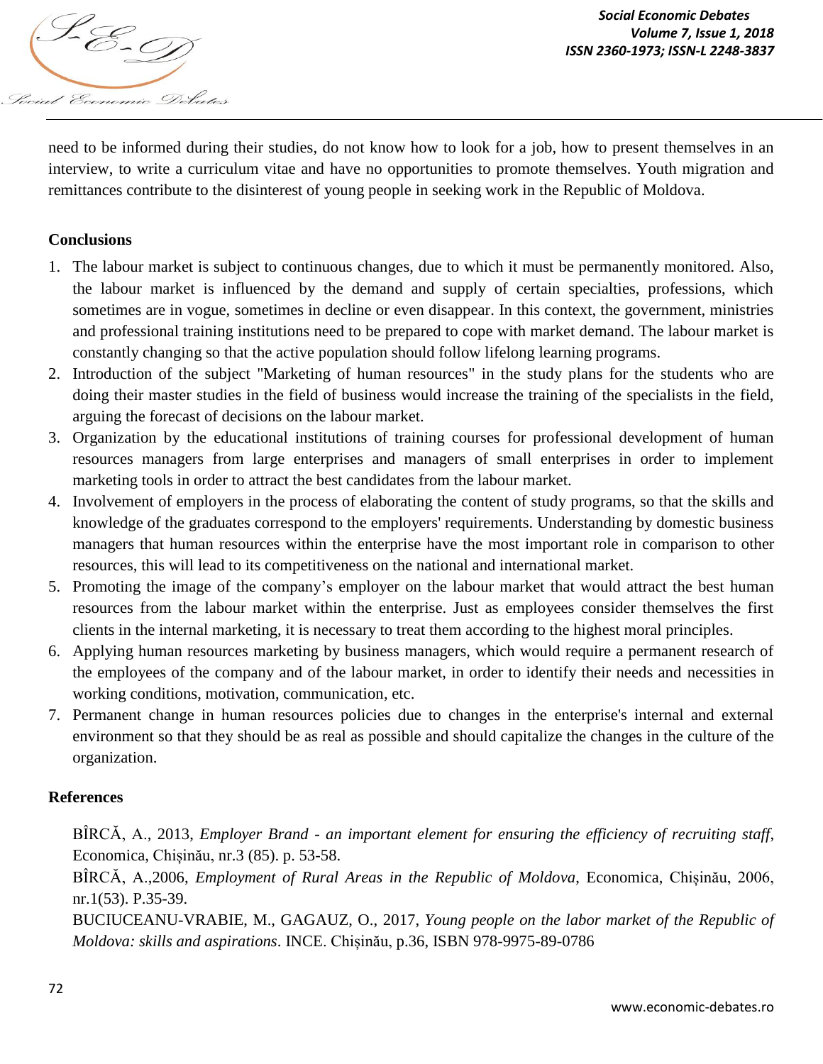need to be informed during their studies, do not know how to look for a job, how to present themselves in an interview, to write a curriculum vitae and have no opportunities to promote themselves. Youth migration and remittances contribute to the disinterest of young people in seeking work in the Republic of Moldova.

**Conclusions**

1. The labour market is subject to continuous changes, due to which it must be permanently monitored. Also, the labour market is influenced by the demand and supply of certain specialties, professions, which sometimes are in vogue, sometimes in decline or even disappear. In this context, the government, ministries and professional training institutions need to be prepared to cope with market demand. The labour market is constantly changing so that the active population should follow lifelong learning programs.
2. Introduction of the subject "Marketing of human resources" in the study plans for the students who are doing their master studies in the field of business would increase the training of the specialists in the field, arguing the forecast of decisions on the labour market.
3. Organization by the educational institutions of training courses for professional development of human resources managers from large enterprises and managers of small enterprises in order to implement marketing tools in order to attract the best candidates from the labour market.
4. Involvement of employers in the process of elaborating the content of study programs, so that the skills and knowledge of the graduates correspond to the employers' requirements. Understanding by domestic business managers that human resources within the enterprise have the most important role in comparison to other resources, this will lead to its competitiveness on the national and international market.
5. Promoting the image of the company's employer on the labour market that would attract the best human resources from the labour market within the enterprise. Just as employees consider themselves the first clients in the internal marketing, it is necessary to treat them according to the highest moral principles.
6. Applying human resources marketing by business managers, which would require a permanent research of the employees of the company and of the labour market, in order to identify their needs and necessities in working conditions, motivation, communication, etc.
7. Permanent change in human resources policies due to changes in the enterprise's internal and external environment so that they should be as real as possible and should capitalize the changes in the culture of the organization.

**References**

BÎRCĂ, A., 2013, *Employer Brand - an important element for ensuring the efficiency of recruiting staff*, Economica, Chișinău, nr.3 (85). p. 53-58.

BÎRCĂ, A.,2006, *Employment of Rural Areas in the Republic of Moldova*, Economica, Chișinău, 2006, nr.1(53). P.35-39.

BUCIUCEANU-VRABIE, M., GAGAUZ, O., 2017, *Young people on the labor market of the Republic of Moldova: skills and aspirations*. INCE. Chișinău, p.36, ISBN 978-9975-89-0786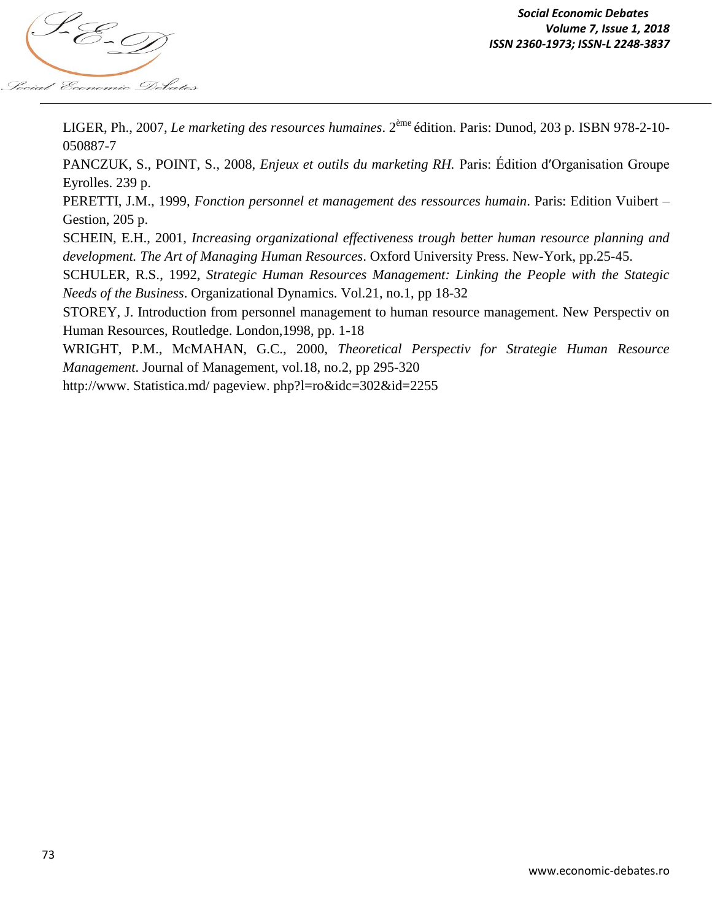LIGER, Ph., 2007, *Le marketing des resources humaines*. 2[ème] édition. Paris: Dunod, 203 p. ISBN 978-2-10-050887-7

PANCZUK, S., POINT, S., 2008, *Enjeux et outils du marketing RH.* Paris: Édition d′Organisation Groupe Eyrolles. 239 p.

PERETTI, J.M., 1999, *Fonction personnel et management des ressources humain*. Paris: Edition Vuibert – Gestion, 205 p.

SCHEIN, E.H., 2001, *Increasing organizational effectiveness trough better human resource planning and development. The Art of Managing Human Resources*. Oxford University Press. New-York, pp.25-45.

SCHULER, R.S., 1992, *Strategic Human Resources Management: Linking the People with the Stategic Needs of the Business*. Organizational Dynamics. Vol.21, no.1, pp 18-32

STOREY, J. Introduction from personnel management to human resource management. New Perspectiv on Human Resources, Routledge. London,1998, pp. 1-18

WRIGHT, P.M., McMAHAN, G.C., 2000, *Theoretical Perspectiv for Strategie Human Resource Management*. Journal of Management, vol.18, no.2, pp 295-320

http://www. Statistica.md/ pageview. php?l=ro&idc=302&id=2255